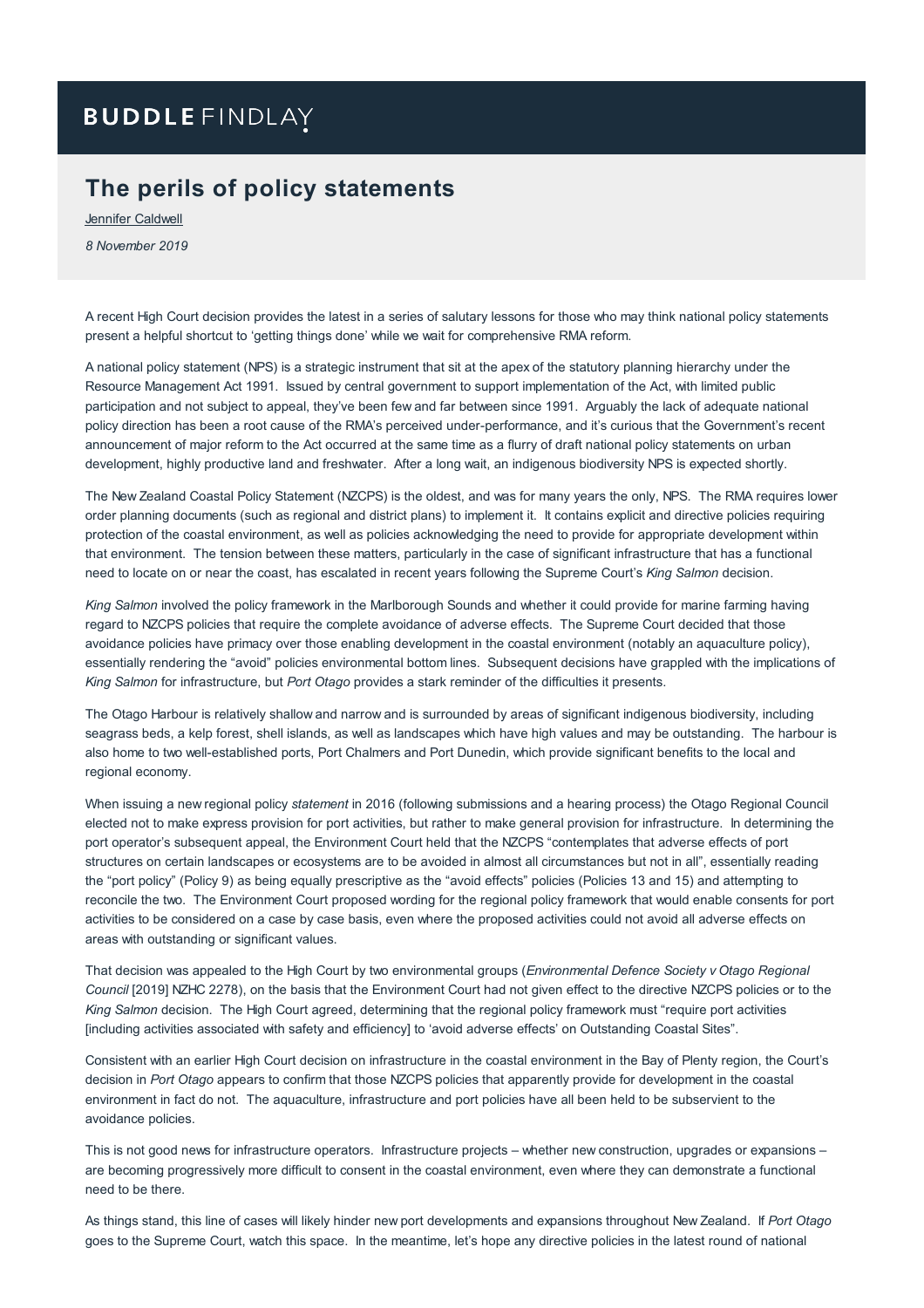BUDDLE FINDLAY

# The perils of policy statements

Jennifer Caldwell

*8 November 2019*

A recent High Court decision provides the latest in a series of salutary lessons for those who may think national policy statements present a helpful shortcut to 'getting things done' while we wait for comprehensive RMA reform.

A national policy statement (NPS) is a strategic instrument that sit at the apex of the statutory planning hierarchy under the Resource Management Act 1991. Issued by central government to support implementation of the Act, with limited public participation and not subject to appeal, they've been few and far between since 1991. Arguably the lack of adequate national policy direction has been a root cause of the RMA's perceived under-performance, and it's curious that the Government's recent announcement of major reform to the Act occurred at the same time as a flurry of draft national policy statements on urban development, highly productive land and freshwater. After a long wait, an indigenous biodiversity NPS is expected shortly.

The New Zealand Coastal Policy Statement (NZCPS) is the oldest, and was for many years the only, NPS. The RMA requires lower order planning documents (such as regional and district plans) to implement it. It contains explicit and directive policies requiring protection of the coastal environment, as well as policies acknowledging the need to provide for appropriate development within that environment. The tension between these matters, particularly in the case of significant infrastructure that has a functional need to locate on or near the coast, has escalated in recent years following the Supreme Court's *King Salmon* decision.

*King Salmon* involved the policy framework in the Marlborough Sounds and whether it could provide for marine farming having regard to NZCPS policies that require the complete avoidance of adverse effects. The Supreme Court decided that those avoidance policies have primacy over those enabling development in the coastal environment (notably an aquaculture policy), essentially rendering the "avoid" policies environmental bottom lines. Subsequent decisions have grappled with the implications of *King Salmon* for infrastructure, but *Port Otago* provides a stark reminder of the difficulties it presents.

The Otago Harbour is relatively shallow and narrow and is surrounded by areas of significant indigenous biodiversity, including seagrass beds, a kelp forest, shell islands, as well as landscapes which have high values and may be outstanding. The harbour is also home to two well-established ports, Port Chalmers and Port Dunedin, which provide significant benefits to the local and regional economy.

When issuing a new regional policy *statement* in 2016 (following submissions and a hearing process) the Otago Regional Council elected not to make express provision for port activities, but rather to make general provision for infrastructure. In determining the port operator's subsequent appeal, the Environment Court held that the NZCPS "contemplates that adverse effects of port structures on certain landscapes or ecosystems are to be avoided in almost all circumstances but not in all", essentially reading the "port policy" (Policy 9) as being equally prescriptive as the "avoid effects" policies (Policies 13 and 15) and attempting to reconcile the two. The Environment Court proposed wording for the regional policy framework that would enable consents for port activities to be considered on a case by case basis, even where the proposed activities could not avoid all adverse effects on areas with outstanding or significant values.

That decision was appealed to the High Court by two environmental groups (*Environmental Defence Society v Otago Regional Council* [2019] NZHC 2278), on the basis that the Environment Court had not given effect to the directive NZCPS policies or to the *King Salmon* decision. The High Court agreed, determining that the regional policy framework must "require port activities [including activities associated with safety and efficiency] to 'avoid adverse effects' on Outstanding Coastal Sites".

Consistent with an earlier High Court decision on infrastructure in the coastal environment in the Bay of Plenty region, the Court's decision in *Port Otago* appears to confirm that those NZCPS policies that apparently provide for development in the coastal environment in fact do not. The aquaculture, infrastructure and port policies have all been held to be subservient to the avoidance policies.

This is not good news for infrastructure operators. Infrastructure projects – whether new construction, upgrades or expansions – are becoming progressively more difficult to consent in the coastal environment, even where they can demonstrate a functional need to be there.

As things stand, this line of cases will likely hinder new port developments and expansions throughout New Zealand. If *Port Otago* goes to the Supreme Court, watch this space. In the meantime, let's hope any directive policies in the latest round of national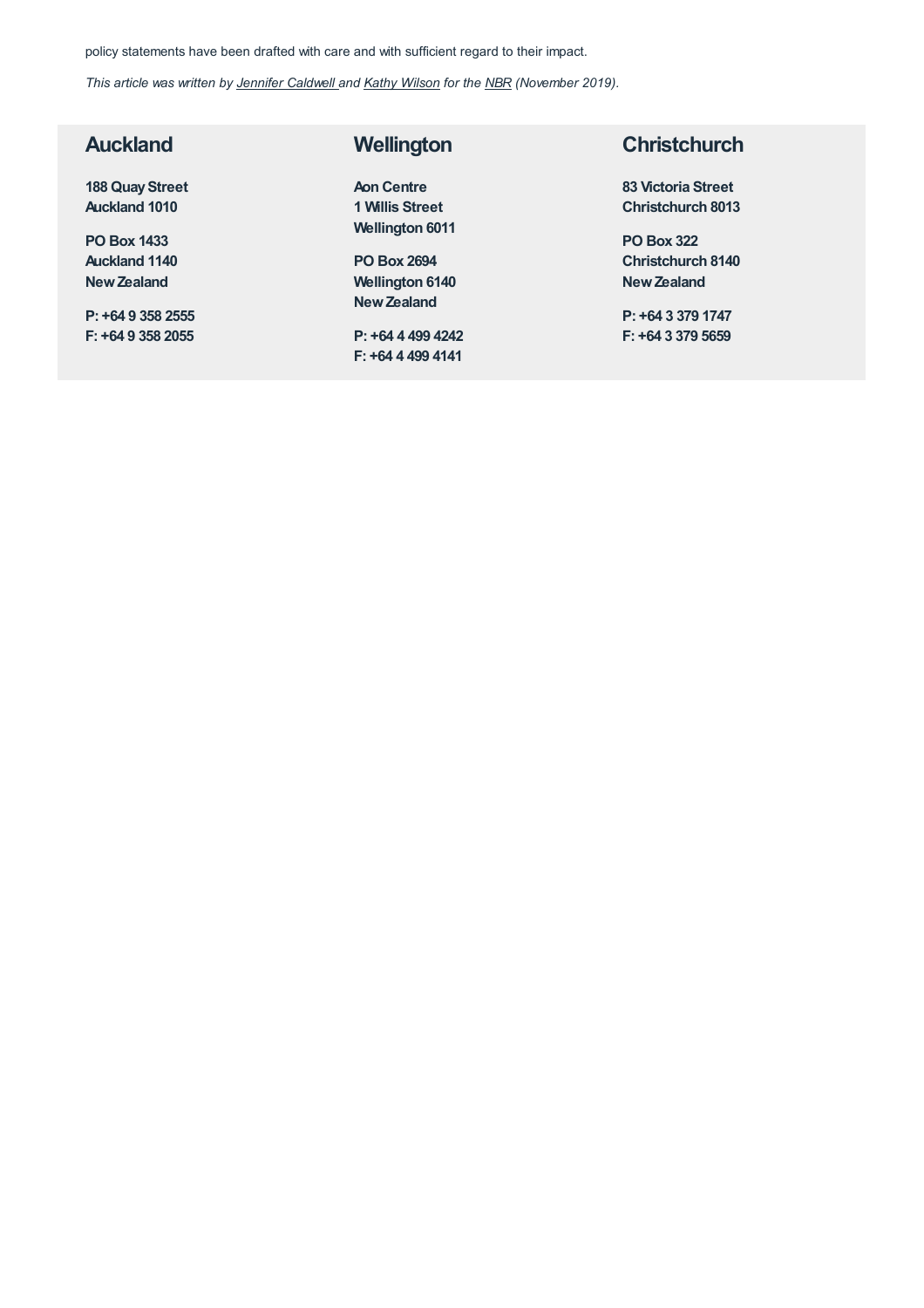policy statements have been drafted with care and with sufficient regard to their impact.

*This article was written by Jennifer Caldwell and Kathy Wilson for the NBR (November 2019).*

## Auckland

**188 Quay Street**
**Auckland 1010**

**PO Box 1433**
**Auckland 1140**
**New Zealand**

**P: +64 9 358 2555**
**F: +64 9 358 2055**

## Wellington

**Aon Centre**
**1 Willis Street**
**Wellington 6011**

**PO Box 2694**
**Wellington 6140**
**New Zealand**

**P: +64 4 499 4242**
**F: +64 4 499 4141**

## Christchurch

**83 Victoria Street**
**Christchurch 8013**

**PO Box 322**
**Christchurch 8140**
**New Zealand**

**P: +64 3 379 1747**
**F: +64 3 379 5659**